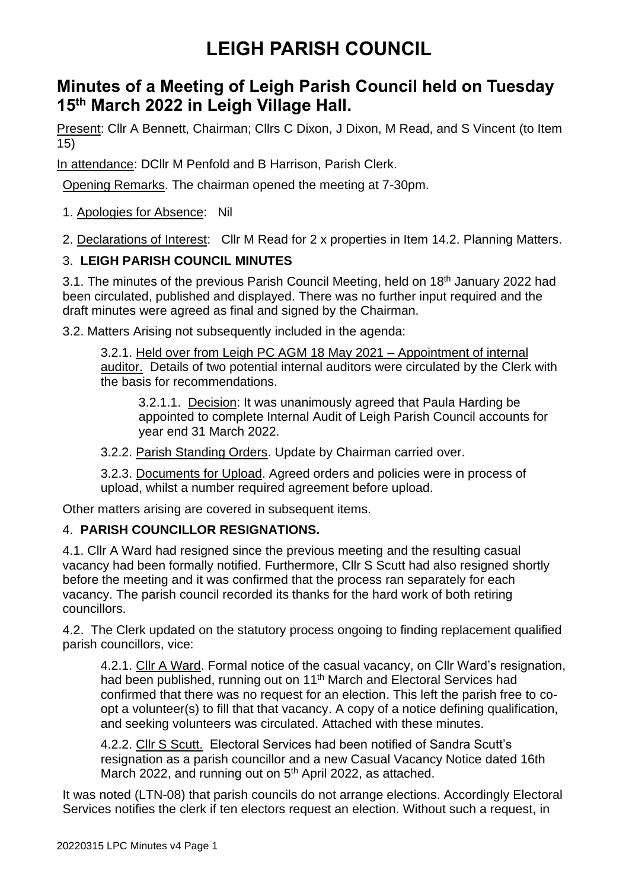# LEIGH PARISH COUNCIL

## Minutes of a Meeting of Leigh Parish Council held on Tuesday 15th March 2022 in Leigh Village Hall.

Present: Cllr A Bennett, Chairman; Cllrs C Dixon, J Dixon, M Read, and S Vincent (to Item 15)

In attendance: DCllr M Penfold and B Harrison, Parish Clerk.

Opening Remarks. The chairman opened the meeting at 7-30pm.

1. Apologies for Absence: Nil

2. Declarations of Interest: Cllr M Read for 2 x properties in Item 14.2. Planning Matters.

### 3. LEIGH PARISH COUNCIL MINUTES

3.1. The minutes of the previous Parish Council Meeting, held on 18th January 2022 had been circulated, published and displayed. There was no further input required and the draft minutes were agreed as final and signed by the Chairman.

3.2. Matters Arising not subsequently included in the agenda:

3.2.1. Held over from Leigh PC AGM 18 May 2021 – Appointment of internal auditor. Details of two potential internal auditors were circulated by the Clerk with the basis for recommendations.

3.2.1.1. Decision: It was unanimously agreed that Paula Harding be appointed to complete Internal Audit of Leigh Parish Council accounts for year end 31 March 2022.

3.2.2. Parish Standing Orders. Update by Chairman carried over.

3.2.3. Documents for Upload. Agreed orders and policies were in process of upload, whilst a number required agreement before upload.

Other matters arising are covered in subsequent items.

### 4. PARISH COUNCILLOR RESIGNATIONS.

4.1. Cllr A Ward had resigned since the previous meeting and the resulting casual vacancy had been formally notified. Furthermore, Cllr S Scutt had also resigned shortly before the meeting and it was confirmed that the process ran separately for each vacancy. The parish council recorded its thanks for the hard work of both retiring councillors.

4.2. The Clerk updated on the statutory process ongoing to finding replacement qualified parish councillors, vice:

4.2.1. Cllr A Ward. Formal notice of the casual vacancy, on Cllr Ward's resignation, had been published, running out on 11th March and Electoral Services had confirmed that there was no request for an election. This left the parish free to co-opt a volunteer(s) to fill that that vacancy. A copy of a notice defining qualification, and seeking volunteers was circulated. Attached with these minutes.

4.2.2. Cllr S Scutt. Electoral Services had been notified of Sandra Scutt's resignation as a parish councillor and a new Casual Vacancy Notice dated 16th March 2022, and running out on 5th April 2022, as attached.

It was noted (LTN-08) that parish councils do not arrange elections. Accordingly Electoral Services notifies the clerk if ten electors request an election. Without such a request, in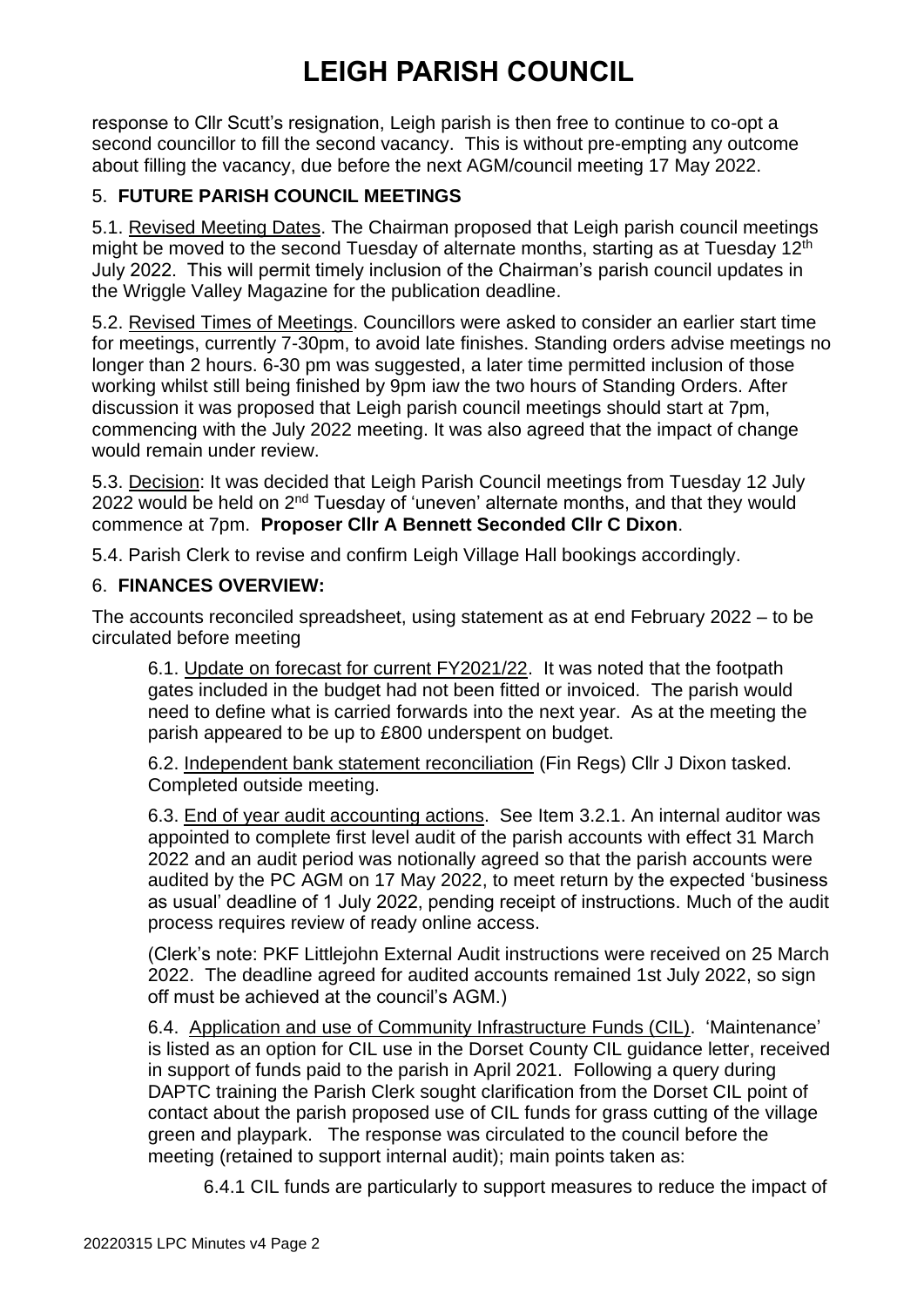response to Cllr Scutt's resignation, Leigh parish is then free to continue to co-opt a second councillor to fill the second vacancy. This is without pre-empting any outcome about filling the vacancy, due before the next AGM/council meeting 17 May 2022.

## 5. **FUTURE PARISH COUNCIL MEETINGS**

5.1. Revised Meeting Dates. The Chairman proposed that Leigh parish council meetings might be moved to the second Tuesday of alternate months, starting as at Tuesday 12th July 2022. This will permit timely inclusion of the Chairman's parish council updates in the Wriggle Valley Magazine for the publication deadline.

5.2. Revised Times of Meetings. Councillors were asked to consider an earlier start time for meetings, currently 7-30pm, to avoid late finishes. Standing orders advise meetings no longer than 2 hours. 6-30 pm was suggested, a later time permitted inclusion of those working whilst still being finished by 9pm iaw the two hours of Standing Orders. After discussion it was proposed that Leigh parish council meetings should start at 7pm, commencing with the July 2022 meeting. It was also agreed that the impact of change would remain under review.

5.3. Decision: It was decided that Leigh Parish Council meetings from Tuesday 12 July 2022 would be held on 2nd Tuesday of 'uneven' alternate months, and that they would commence at 7pm. **Proposer Cllr A Bennett Seconded Cllr C Dixon**.

5.4. Parish Clerk to revise and confirm Leigh Village Hall bookings accordingly.

## 6. **FINANCES OVERVIEW:**

The accounts reconciled spreadsheet, using statement as at end February 2022 – to be circulated before meeting

6.1. Update on forecast for current FY2021/22. It was noted that the footpath gates included in the budget had not been fitted or invoiced. The parish would need to define what is carried forwards into the next year. As at the meeting the parish appeared to be up to £800 underspent on budget.

6.2. Independent bank statement reconciliation (Fin Regs) Cllr J Dixon tasked. Completed outside meeting.

6.3. End of year audit accounting actions. See Item 3.2.1. An internal auditor was appointed to complete first level audit of the parish accounts with effect 31 March 2022 and an audit period was notionally agreed so that the parish accounts were audited by the PC AGM on 17 May 2022, to meet return by the expected 'business as usual' deadline of 1 July 2022, pending receipt of instructions. Much of the audit process requires review of ready online access.

(Clerk's note: PKF Littlejohn External Audit instructions were received on 25 March 2022. The deadline agreed for audited accounts remained 1st July 2022, so sign off must be achieved at the council's AGM.)

6.4. Application and use of Community Infrastructure Funds (CIL). 'Maintenance' is listed as an option for CIL use in the Dorset County CIL guidance letter, received in support of funds paid to the parish in April 2021. Following a query during DAPTC training the Parish Clerk sought clarification from the Dorset CIL point of contact about the parish proposed use of CIL funds for grass cutting of the village green and playpark. The response was circulated to the council before the meeting (retained to support internal audit); main points taken as:

6.4.1 CIL funds are particularly to support measures to reduce the impact of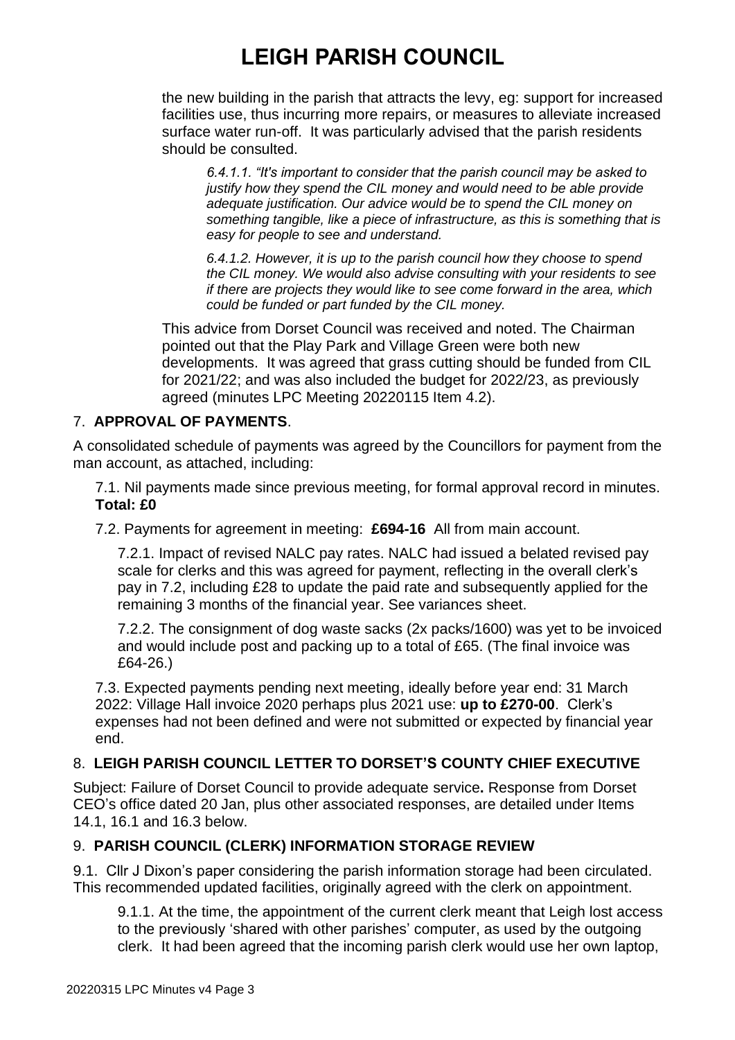the new building in the parish that attracts the levy, eg: support for increased facilities use, thus incurring more repairs, or measures to alleviate increased surface water run-off. It was particularly advised that the parish residents should be consulted.

> *6.4.1.1. "It's important to consider that the parish council may be asked to justify how they spend the CIL money and would need to be able provide adequate justification. Our advice would be to spend the CIL money on something tangible, like a piece of infrastructure, as this is something that is easy for people to see and understand.*
>
> *6.4.1.2. However, it is up to the parish council how they choose to spend the CIL money. We would also advise consulting with your residents to see if there are projects they would like to see come forward in the area, which could be funded or part funded by the CIL money.*

This advice from Dorset Council was received and noted. The Chairman pointed out that the Play Park and Village Green were both new developments. It was agreed that grass cutting should be funded from CIL for 2021/22; and was also included the budget for 2022/23, as previously agreed (minutes LPC Meeting 20220115 Item 4.2).

## 7. **APPROVAL OF PAYMENTS**.

A consolidated schedule of payments was agreed by the Councillors for payment from the man account, as attached, including:

7.1. Nil payments made since previous meeting, for formal approval record in minutes. **Total: £0**

7.2. Payments for agreement in meeting: **£694-16** All from main account.

7.2.1. Impact of revised NALC pay rates. NALC had issued a belated revised pay scale for clerks and this was agreed for payment, reflecting in the overall clerk's pay in 7.2, including £28 to update the paid rate and subsequently applied for the remaining 3 months of the financial year. See variances sheet.

7.2.2. The consignment of dog waste sacks (2x packs/1600) was yet to be invoiced and would include post and packing up to a total of £65. (The final invoice was £64-26.)

7.3. Expected payments pending next meeting, ideally before year end: 31 March 2022: Village Hall invoice 2020 perhaps plus 2021 use: **up to £270-00**. Clerk's expenses had not been defined and were not submitted or expected by financial year end.

## 8. **LEIGH PARISH COUNCIL LETTER TO DORSET'S COUNTY CHIEF EXECUTIVE**

Subject: Failure of Dorset Council to provide adequate service**.** Response from Dorset CEO's office dated 20 Jan, plus other associated responses, are detailed under Items 14.1, 16.1 and 16.3 below.

## 9. **PARISH COUNCIL (CLERK) INFORMATION STORAGE REVIEW**

9.1. Cllr J Dixon's paper considering the parish information storage had been circulated. This recommended updated facilities, originally agreed with the clerk on appointment.

9.1.1. At the time, the appointment of the current clerk meant that Leigh lost access to the previously 'shared with other parishes' computer, as used by the outgoing clerk. It had been agreed that the incoming parish clerk would use her own laptop,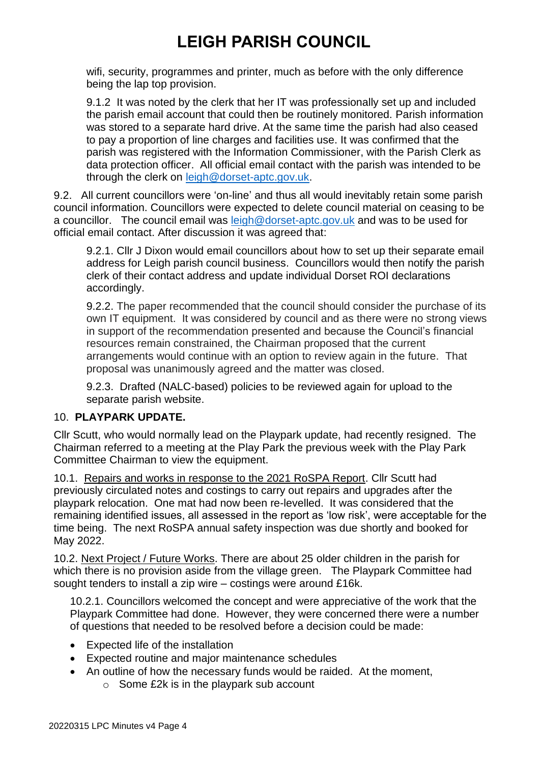wifi, security, programmes and printer, much as before with the only difference being the lap top provision.

9.1.2 It was noted by the clerk that her IT was professionally set up and included the parish email account that could then be routinely monitored. Parish information was stored to a separate hard drive. At the same time the parish had also ceased to pay a proportion of line charges and facilities use. It was confirmed that the parish was registered with the Information Commissioner, with the Parish Clerk as data protection officer. All official email contact with the parish was intended to be through the clerk on leigh@dorset-aptc.gov.uk.

9.2. All current councillors were 'on-line' and thus all would inevitably retain some parish council information. Councillors were expected to delete council material on ceasing to be a councillor. The council email was leigh@dorset-aptc.gov.uk and was to be used for official email contact. After discussion it was agreed that:

9.2.1. Cllr J Dixon would email councillors about how to set up their separate email address for Leigh parish council business. Councillors would then notify the parish clerk of their contact address and update individual Dorset ROI declarations accordingly.

9.2.2. The paper recommended that the council should consider the purchase of its own IT equipment. It was considered by council and as there were no strong views in support of the recommendation presented and because the Council's financial resources remain constrained, the Chairman proposed that the current arrangements would continue with an option to review again in the future. That proposal was unanimously agreed and the matter was closed.

9.2.3. Drafted (NALC-based) policies to be reviewed again for upload to the separate parish website.

## 10. **PLAYPARK UPDATE.**

Cllr Scutt, who would normally lead on the Playpark update, had recently resigned. The Chairman referred to a meeting at the Play Park the previous week with the Play Park Committee Chairman to view the equipment.

10.1. Repairs and works in response to the 2021 RoSPA Report. Cllr Scutt had previously circulated notes and costings to carry out repairs and upgrades after the playpark relocation. One mat had now been re-levelled. It was considered that the remaining identified issues, all assessed in the report as 'low risk', were acceptable for the time being. The next RoSPA annual safety inspection was due shortly and booked for May 2022.

10.2. Next Project / Future Works. There are about 25 older children in the parish for which there is no provision aside from the village green. The Playpark Committee had sought tenders to install a zip wire – costings were around £16k.

10.2.1. Councillors welcomed the concept and were appreciative of the work that the Playpark Committee had done. However, they were concerned there were a number of questions that needed to be resolved before a decision could be made:

- Expected life of the installation
- Expected routine and major maintenance schedules
- An outline of how the necessary funds would be raided. At the moment,
  - Some £2k is in the playpark sub account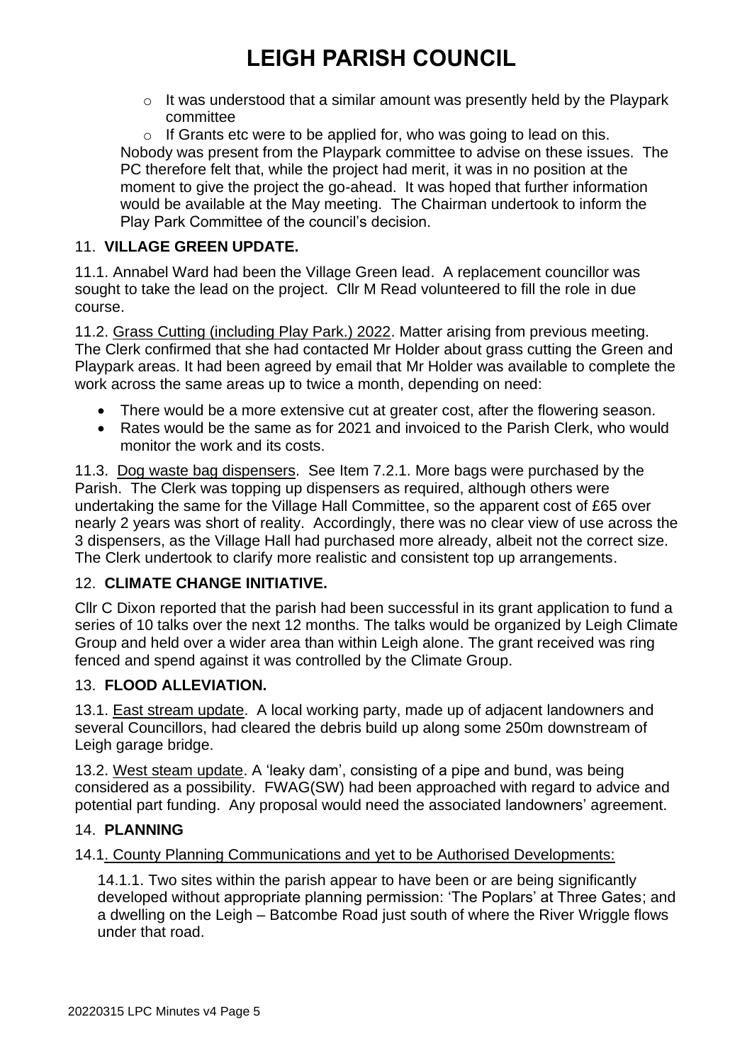- It was understood that a similar amount was presently held by the Playpark committee
- If Grants etc were to be applied for, who was going to lead on this.

Nobody was present from the Playpark committee to advise on these issues. The PC therefore felt that, while the project had merit, it was in no position at the moment to give the project the go-ahead. It was hoped that further information would be available at the May meeting. The Chairman undertook to inform the Play Park Committee of the council's decision.

## 11. VILLAGE GREEN UPDATE.

11.1. Annabel Ward had been the Village Green lead. A replacement councillor was sought to take the lead on the project. Cllr M Read volunteered to fill the role in due course.

11.2. Grass Cutting (including Play Park.) 2022. Matter arising from previous meeting. The Clerk confirmed that she had contacted Mr Holder about grass cutting the Green and Playpark areas. It had been agreed by email that Mr Holder was available to complete the work across the same areas up to twice a month, depending on need:

- There would be a more extensive cut at greater cost, after the flowering season.
- Rates would be the same as for 2021 and invoiced to the Parish Clerk, who would monitor the work and its costs.

11.3. Dog waste bag dispensers. See Item 7.2.1. More bags were purchased by the Parish. The Clerk was topping up dispensers as required, although others were undertaking the same for the Village Hall Committee, so the apparent cost of £65 over nearly 2 years was short of reality. Accordingly, there was no clear view of use across the 3 dispensers, as the Village Hall had purchased more already, albeit not the correct size. The Clerk undertook to clarify more realistic and consistent top up arrangements.

## 12. CLIMATE CHANGE INITIATIVE.

Cllr C Dixon reported that the parish had been successful in its grant application to fund a series of 10 talks over the next 12 months. The talks would be organized by Leigh Climate Group and held over a wider area than within Leigh alone. The grant received was ring fenced and spend against it was controlled by the Climate Group.

## 13. FLOOD ALLEVIATION.

13.1. East stream update. A local working party, made up of adjacent landowners and several Councillors, had cleared the debris build up along some 250m downstream of Leigh garage bridge.

13.2. West steam update. A 'leaky dam', consisting of a pipe and bund, was being considered as a possibility. FWAG(SW) had been approached with regard to advice and potential part funding. Any proposal would need the associated landowners' agreement.

## 14. PLANNING

14.1. County Planning Communications and yet to be Authorised Developments:

14.1.1. Two sites within the parish appear to have been or are being significantly developed without appropriate planning permission: 'The Poplars' at Three Gates; and a dwelling on the Leigh – Batcombe Road just south of where the River Wriggle flows under that road.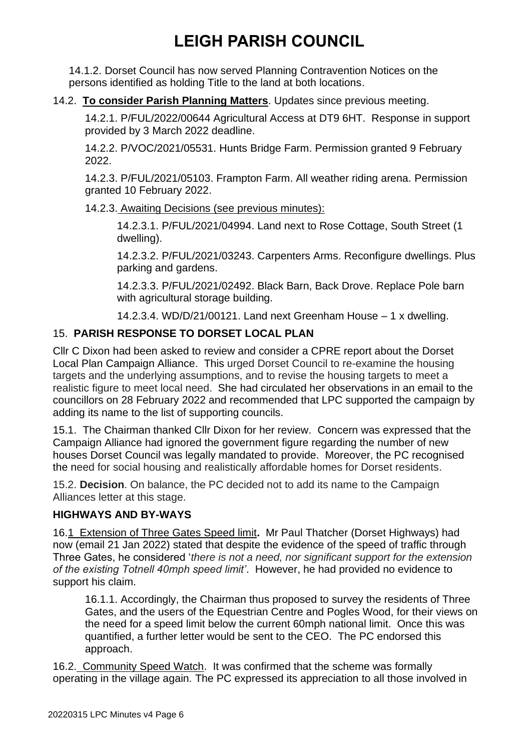14.1.2. Dorset Council has now served Planning Contravention Notices on the persons identified as holding Title to the land at both locations.

14.2. **To consider Parish Planning Matters**. Updates since previous meeting.

14.2.1. P/FUL/2022/00644 Agricultural Access at DT9 6HT. Response in support provided by 3 March 2022 deadline.

14.2.2. P/VOC/2021/05531. Hunts Bridge Farm. Permission granted 9 February 2022.

14.2.3. P/FUL/2021/05103. Frampton Farm. All weather riding arena. Permission granted 10 February 2022.

14.2.3. Awaiting Decisions (see previous minutes):

14.2.3.1. P/FUL/2021/04994. Land next to Rose Cottage, South Street (1 dwelling).

14.2.3.2. P/FUL/2021/03243. Carpenters Arms. Reconfigure dwellings. Plus parking and gardens.

14.2.3.3. P/FUL/2021/02492. Black Barn, Back Drove. Replace Pole barn with agricultural storage building.

14.2.3.4. WD/D/21/00121. Land next Greenham House – 1 x dwelling.

## 15. PARISH RESPONSE TO DORSET LOCAL PLAN

Cllr C Dixon had been asked to review and consider a CPRE report about the Dorset Local Plan Campaign Alliance. This urged Dorset Council to re-examine the housing targets and the underlying assumptions, and to revise the housing targets to meet a realistic figure to meet local need. She had circulated her observations in an email to the councillors on 28 February 2022 and recommended that LPC supported the campaign by adding its name to the list of supporting councils.

15.1. The Chairman thanked Cllr Dixon for her review. Concern was expressed that the Campaign Alliance had ignored the government figure regarding the number of new houses Dorset Council was legally mandated to provide. Moreover, the PC recognised the need for social housing and realistically affordable homes for Dorset residents.

15.2. **Decision**. On balance, the PC decided not to add its name to the Campaign Alliances letter at this stage.

## HIGHWAYS AND BY-WAYS

16.1 Extension of Three Gates Speed limit**.** Mr Paul Thatcher (Dorset Highways) had now (email 21 Jan 2022) stated that despite the evidence of the speed of traffic through Three Gates, he considered '*there is not a need, nor significant support for the extension of the existing Totnell 40mph speed limit'*. However, he had provided no evidence to support his claim.

16.1.1. Accordingly, the Chairman thus proposed to survey the residents of Three Gates, and the users of the Equestrian Centre and Pogles Wood, for their views on the need for a speed limit below the current 60mph national limit. Once this was quantified, a further letter would be sent to the CEO. The PC endorsed this approach.

16.2. Community Speed Watch. It was confirmed that the scheme was formally operating in the village again. The PC expressed its appreciation to all those involved in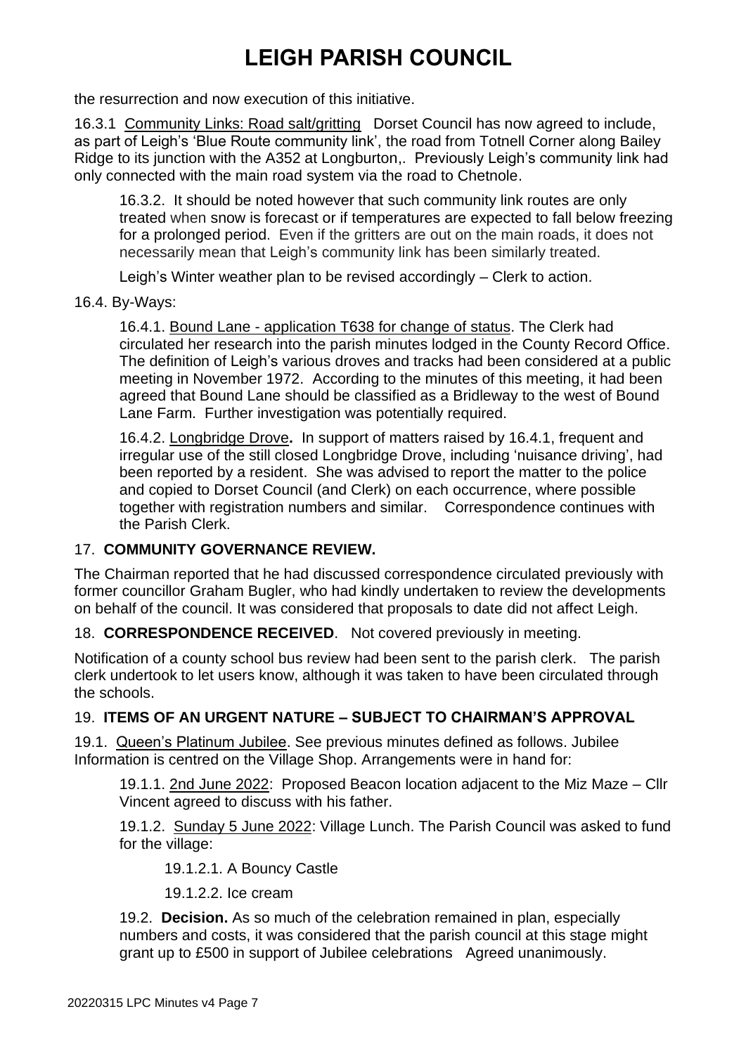the resurrection and now execution of this initiative.

16.3.1 Community Links: Road salt/gritting Dorset Council has now agreed to include, as part of Leigh's 'Blue Route community link', the road from Totnell Corner along Bailey Ridge to its junction with the A352 at Longburton,. Previously Leigh's community link had only connected with the main road system via the road to Chetnole.

16.3.2. It should be noted however that such community link routes are only treated when snow is forecast or if temperatures are expected to fall below freezing for a prolonged period. Even if the gritters are out on the main roads, it does not necessarily mean that Leigh's community link has been similarly treated.

Leigh's Winter weather plan to be revised accordingly – Clerk to action.

16.4. By-Ways:

16.4.1. Bound Lane - application T638 for change of status. The Clerk had circulated her research into the parish minutes lodged in the County Record Office. The definition of Leigh's various droves and tracks had been considered at a public meeting in November 1972. According to the minutes of this meeting, it had been agreed that Bound Lane should be classified as a Bridleway to the west of Bound Lane Farm. Further investigation was potentially required.

16.4.2. Longbridge Drove**.** In support of matters raised by 16.4.1, frequent and irregular use of the still closed Longbridge Drove, including 'nuisance driving', had been reported by a resident. She was advised to report the matter to the police and copied to Dorset Council (and Clerk) on each occurrence, where possible together with registration numbers and similar. Correspondence continues with the Parish Clerk.

## 17. COMMUNITY GOVERNANCE REVIEW.

The Chairman reported that he had discussed correspondence circulated previously with former councillor Graham Bugler, who had kindly undertaken to review the developments on behalf of the council. It was considered that proposals to date did not affect Leigh.

## 18. CORRESPONDENCE RECEIVED. Not covered previously in meeting.

Notification of a county school bus review had been sent to the parish clerk. The parish clerk undertook to let users know, although it was taken to have been circulated through the schools.

## 19. ITEMS OF AN URGENT NATURE – SUBJECT TO CHAIRMAN'S APPROVAL

19.1. Queen's Platinum Jubilee. See previous minutes defined as follows. Jubilee Information is centred on the Village Shop. Arrangements were in hand for:

19.1.1. 2nd June 2022: Proposed Beacon location adjacent to the Miz Maze – Cllr Vincent agreed to discuss with his father.

19.1.2. Sunday 5 June 2022: Village Lunch. The Parish Council was asked to fund for the village:

19.1.2.1. A Bouncy Castle

19.1.2.2. Ice cream

19.2. **Decision.** As so much of the celebration remained in plan, especially numbers and costs, it was considered that the parish council at this stage might grant up to £500 in support of Jubilee celebrations Agreed unanimously.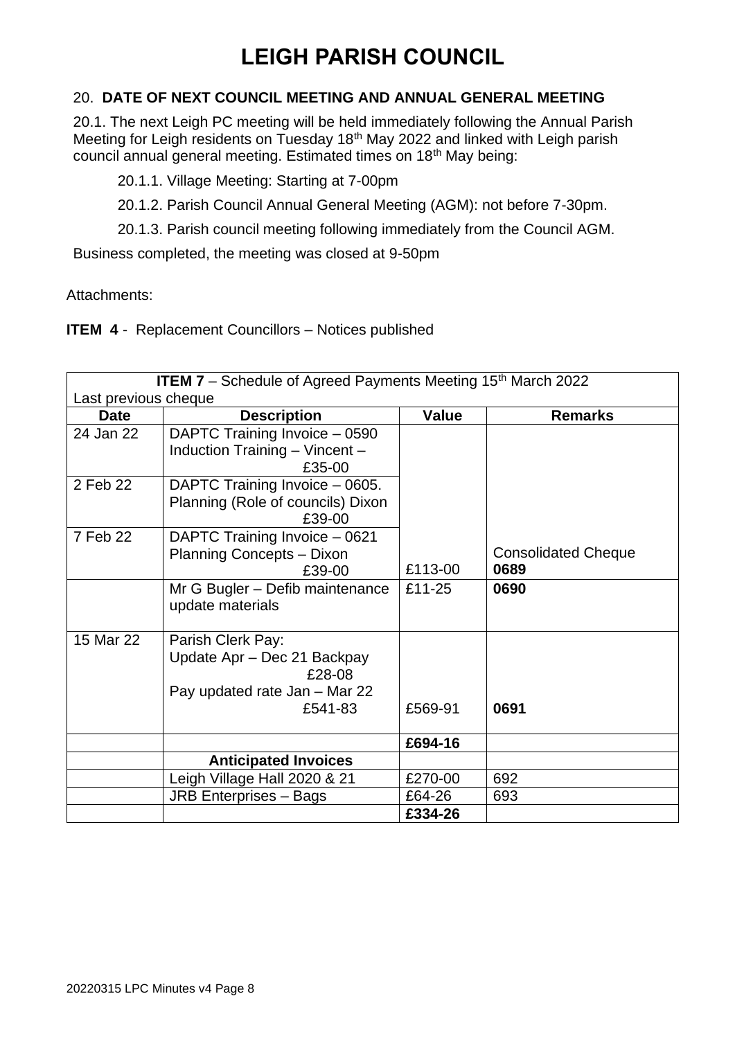# LEIGH PARISH COUNCIL

20. **DATE OF NEXT COUNCIL MEETING AND ANNUAL GENERAL MEETING**

20.1. The next Leigh PC meeting will be held immediately following the Annual Parish Meeting for Leigh residents on Tuesday 18th May 2022 and linked with Leigh parish council annual general meeting. Estimated times on 18th May being:

20.1.1. Village Meeting: Starting at 7-00pm

20.1.2. Parish Council Annual General Meeting (AGM): not before 7-30pm.

20.1.3. Parish council meeting following immediately from the Council AGM.

Business completed, the meeting was closed at 9-50pm

Attachments:

**ITEM 4** - Replacement Councillors – Notices published

| **ITEM 7** – Schedule of Agreed Payments Meeting 15th March 2022<br>Last previous cheque | | | |
|---|---|---|---|
| **Date** | **Description** | **Value** | **Remarks** |
| 24 Jan 22 | DAPTC Training Invoice – 0590 Induction Training – Vincent – £35-00 | | |
| 2 Feb 22 | DAPTC Training Invoice – 0605. Planning (Role of councils) Dixon £39-00 | | |
| 7 Feb 22 | DAPTC Training Invoice – 0621 Planning Concepts – Dixon £39-00 | £113-00 | Consolidated Cheque **0689** |
| | Mr G Bugler – Defib maintenance update materials | £11-25 | **0690** |
| 15 Mar 22 | Parish Clerk Pay:<br>Update Apr – Dec 21 Backpay £28-08<br>Pay updated rate Jan – Mar 22 £541-83 | £569-91 | **0691** |
| | | **£694-16** | |
| | **Anticipated Invoices** | | |
| | Leigh Village Hall 2020 & 21 | £270-00 | 692 |
| | JRB Enterprises – Bags | £64-26 | 693 |
| | | **£334-26** | |